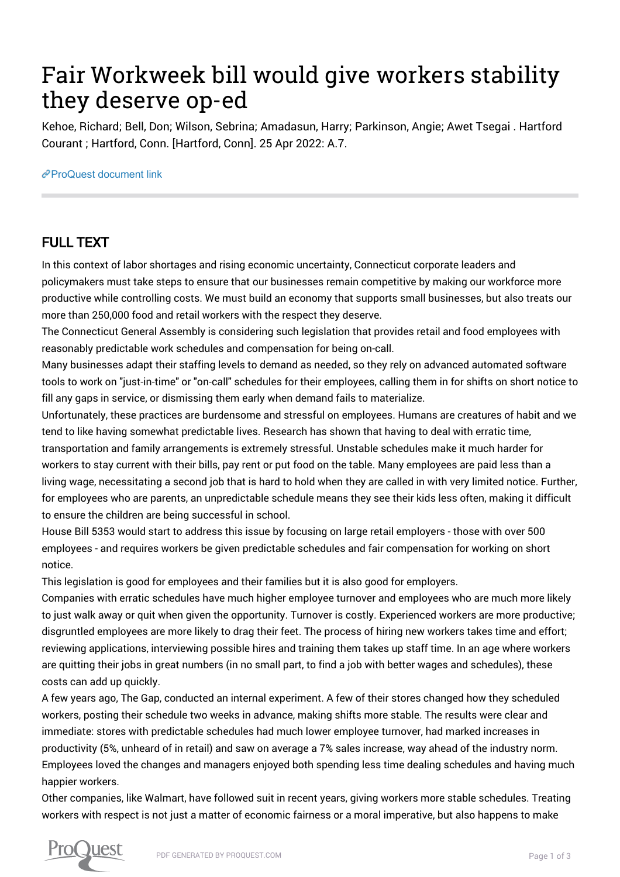# Fair Workweek bill would give workers stability they deserve op-ed

Kehoe, Richard; Bell, Don; Wilson, Sebrina; Amadasun, Harry; Parkinson, Angie; Awet Tsegai . Hartford Courant ; Hartford, Conn. [Hartford, Conn]. 25 Apr 2022: A.7.

ProQuest document link

## FULL TEXT

In this context of labor shortages and rising economic uncertainty, Connecticut corporate leaders and policymakers must take steps to ensure that our businesses remain competitive by making our workforce more productive while controlling costs. We must build an economy that supports small businesses, but also treats our more than 250,000 food and retail workers with the respect they deserve.

The Connecticut General Assembly is considering such legislation that provides retail and food employees with reasonably predictable work schedules and compensation for being on-call.

Many businesses adapt their staffing levels to demand as needed, so they rely on advanced automated software tools to work on "just-in-time" or "on-call" schedules for their employees, calling them in for shifts on short notice to fill any gaps in service, or dismissing them early when demand fails to materialize.

Unfortunately, these practices are burdensome and stressful on employees. Humans are creatures of habit and we tend to like having somewhat predictable lives. Research has shown that having to deal with erratic time, transportation and family arrangements is extremely stressful. Unstable schedules make it much harder for workers to stay current with their bills, pay rent or put food on the table. Many employees are paid less than a living wage, necessitating a second job that is hard to hold when they are called in with very limited notice. Further, for employees who are parents, an unpredictable schedule means they see their kids less often, making it difficult to ensure the children are being successful in school.

House Bill 5353 would start to address this issue by focusing on large retail employers - those with over 500 employees - and requires workers be given predictable schedules and fair compensation for working on short notice.

This legislation is good for employees and their families but it is also good for employers.

Companies with erratic schedules have much higher employee turnover and employees who are much more likely to just walk away or quit when given the opportunity. Turnover is costly. Experienced workers are more productive; disgruntled employees are more likely to drag their feet. The process of hiring new workers takes time and effort; reviewing applications, interviewing possible hires and training them takes up staff time. In an age where workers are quitting their jobs in great numbers (in no small part, to find a job with better wages and schedules), these costs can add up quickly.

A few years ago, The Gap, conducted an internal experiment. A few of their stores changed how they scheduled workers, posting their schedule two weeks in advance, making shifts more stable. The results were clear and immediate: stores with predictable schedules had much lower employee turnover, had marked increases in productivity (5%, unheard of in retail) and saw on average a 7% sales increase, way ahead of the industry norm. Employees loved the changes and managers enjoyed both spending less time dealing schedules and having much happier workers.

Other companies, like Walmart, have followed suit in recent years, giving workers more stable schedules. Treating workers with respect is not just a matter of economic fairness or a moral imperative, but also happens to make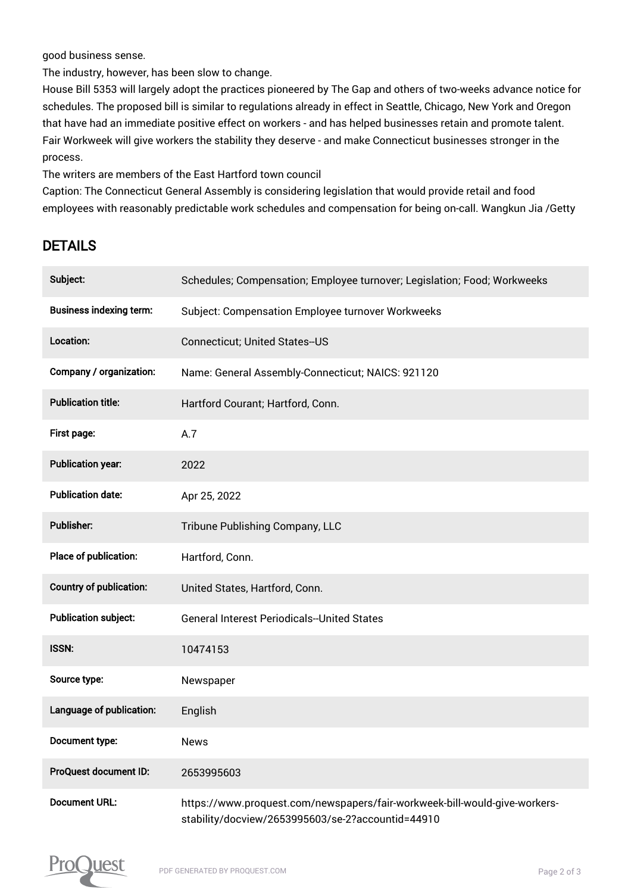good business sense.

The industry, however, has been slow to change.

House Bill 5353 will largely adopt the practices pioneered by The Gap and others of two-weeks advance notice for schedules. The proposed bill is similar to regulations already in effect in Seattle, Chicago, New York and Oregon that have had an immediate positive effect on workers - and has helped businesses retain and promote talent. Fair Workweek will give workers the stability they deserve - and make Connecticut businesses stronger in the process.

The writers are members of the East Hartford town council

Caption: The Connecticut General Assembly is considering legislation that would provide retail and food employees with reasonably predictable work schedules and compensation for being on-call. Wangkun Jia /Getty

## DETAILS

| | |
|---|---|
| Subject: | Schedules; Compensation; Employee turnover; Legislation; Food; Workweeks |
| Business indexing term: | Subject: Compensation Employee turnover Workweeks |
| Location: | Connecticut; United States--US |
| Company / organization: | Name: General Assembly-Connecticut; NAICS: 921120 |
| Publication title: | Hartford Courant; Hartford, Conn. |
| First page: | A.7 |
| Publication year: | 2022 |
| Publication date: | Apr 25, 2022 |
| Publisher: | Tribune Publishing Company, LLC |
| Place of publication: | Hartford, Conn. |
| Country of publication: | United States, Hartford, Conn. |
| Publication subject: | General Interest Periodicals--United States |
| ISSN: | 10474153 |
| Source type: | Newspaper |
| Language of publication: | English |
| Document type: | News |
| ProQuest document ID: | 2653995603 |
| Document URL: | https://www.proquest.com/newspapers/fair-workweek-bill-would-give-workers-stability/docview/2653995603/se-2?accountid=44910 |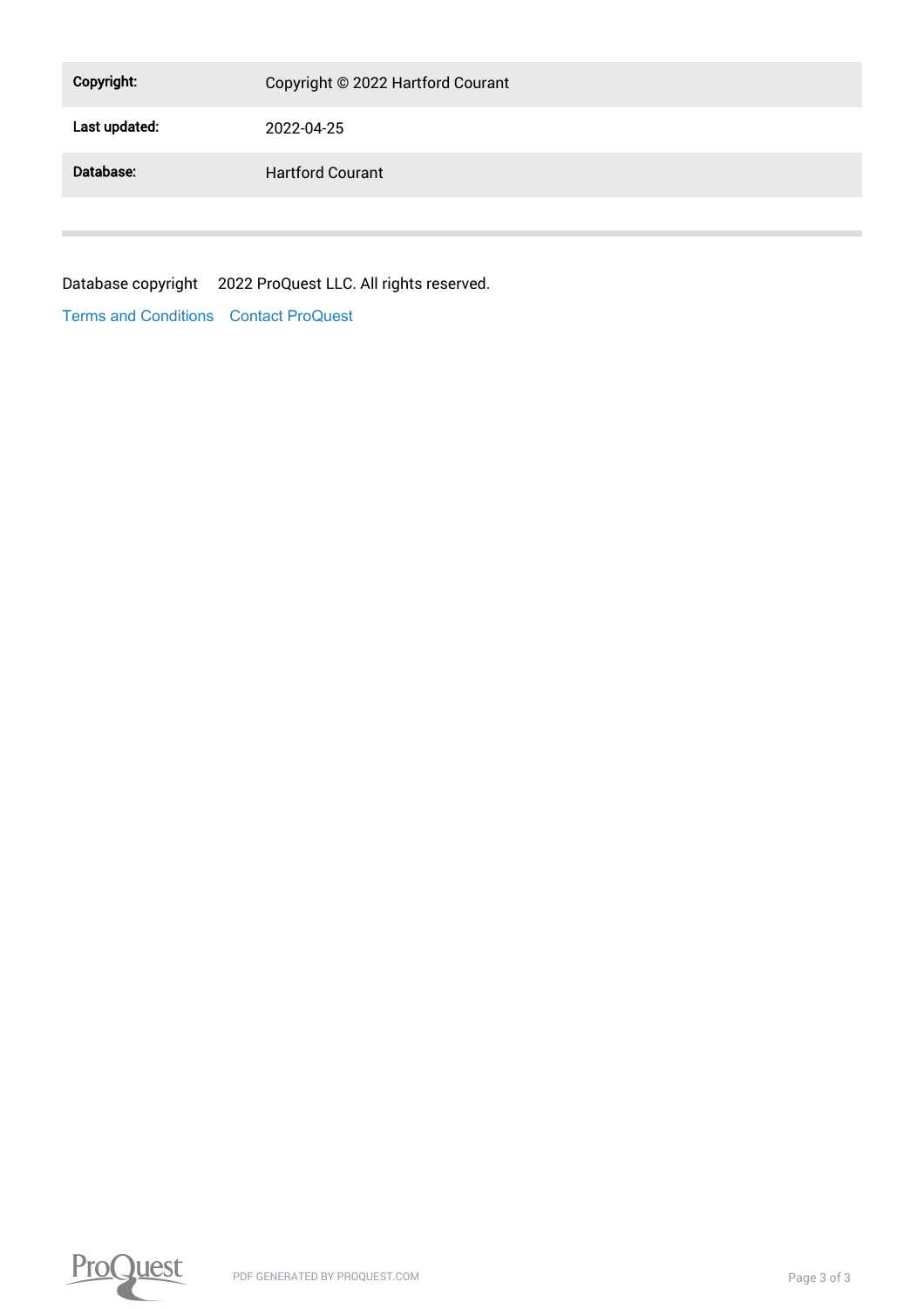| | |
|---|---|
| **Copyright:** | Copyright © 2022 Hartford Courant |
| **Last updated:** | 2022-04-25 |
| **Database:** | Hartford Courant |

Database copyright 2022 ProQuest LLC. All rights reserved.

Terms and Conditions Contact ProQuest